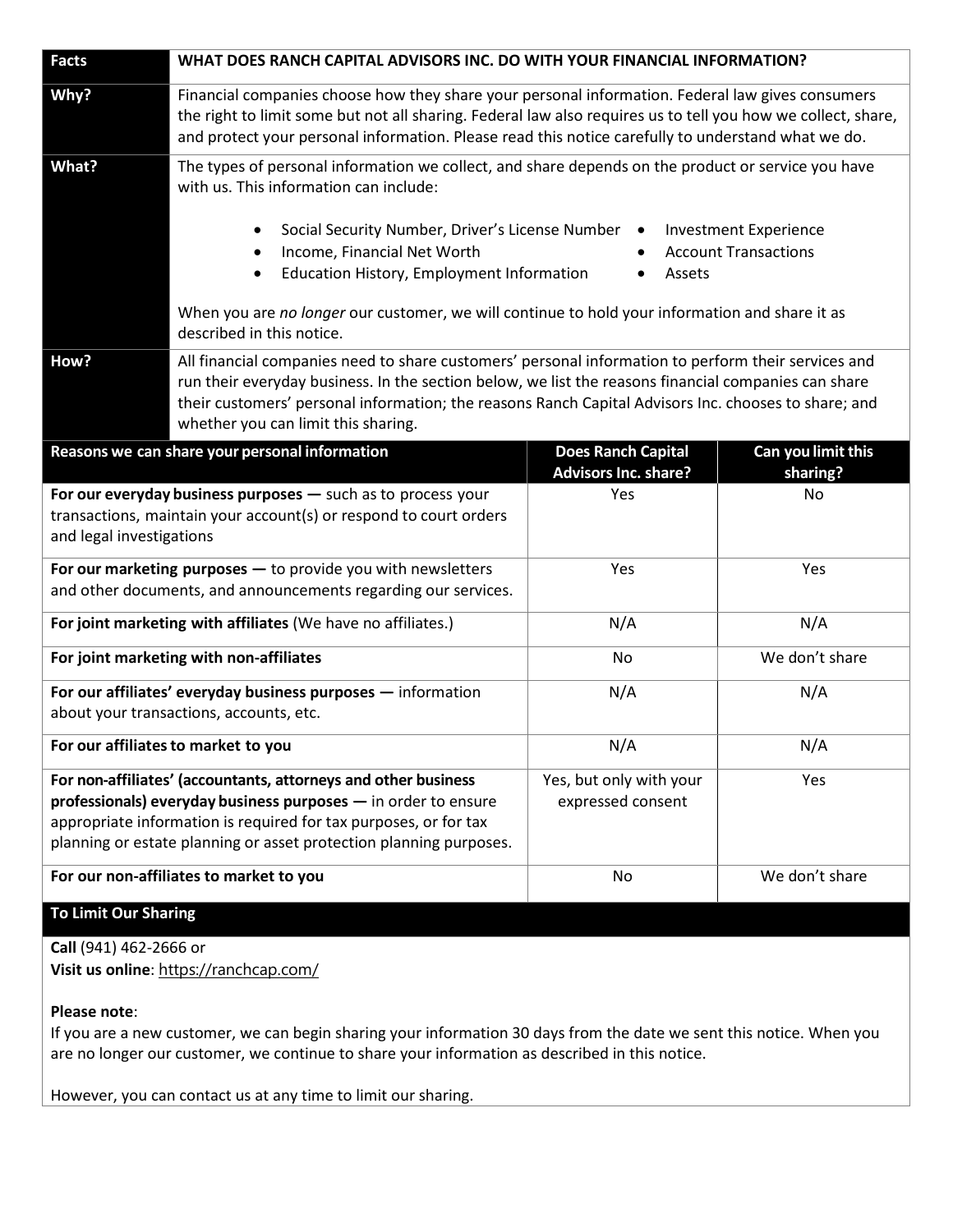| Facts | WHAT DOES RANCH CAPITAL ADVISORS INC. DO WITH YOUR FINANCIAL INFORMATION? |
|---|---|
| **Why?** | Financial companies choose how they share your personal information. Federal law gives consumers the right to limit some but not all sharing. Federal law also requires us to tell you how we collect, share, and protect your personal information. Please read this notice carefully to understand what we do. |
| **What?** | The types of personal information we collect, and share depends on the product or service you have with us. This information can include:<br><br>• Social Security Number, Driver's License Number<br>• Income, Financial Net Worth<br>• Education History, Employment Information<br>• Investment Experience<br>• Account Transactions<br>• Assets<br><br>When you are *no longer* our customer, we will continue to hold your information and share it as described in this notice. |
| **How?** | All financial companies need to share customers' personal information to perform their services and run their everyday business. In the section below, we list the reasons financial companies can share their customers' personal information; the reasons Ranch Capital Advisors Inc. chooses to share; and whether you can limit this sharing. |

| Reasons we can share your personal information | Does Ranch Capital Advisors Inc. share? | Can you limit this sharing? |
|---|---|---|
| **For our everyday business purposes —** such as to process your transactions, maintain your account(s) or respond to court orders and legal investigations | Yes | No |
| **For our marketing purposes —** to provide you with newsletters and other documents, and announcements regarding our services. | Yes | Yes |
| **For joint marketing with affiliates** (We have no affiliates.) | N/A | N/A |
| **For joint marketing with non-affiliates** | No | We don't share |
| **For our affiliates' everyday business purposes —** information about your transactions, accounts, etc. | N/A | N/A |
| **For our affiliates to market to you** | N/A | N/A |
| **For non-affiliates' (accountants, attorneys and other business professionals) everyday business purposes —** in order to ensure appropriate information is required for tax purposes, or for tax planning or estate planning or asset protection planning purposes. | Yes, but only with your expressed consent | Yes |
| **For our non-affiliates to market to you** | No | We don't share |

## To Limit Our Sharing

**Call** (941) 462-2666 or
**Visit us online**: https://ranchcap.com/

**Please note**:
If you are a new customer, we can begin sharing your information 30 days from the date we sent this notice. When you are no longer our customer, we continue to share your information as described in this notice.

However, you can contact us at any time to limit our sharing.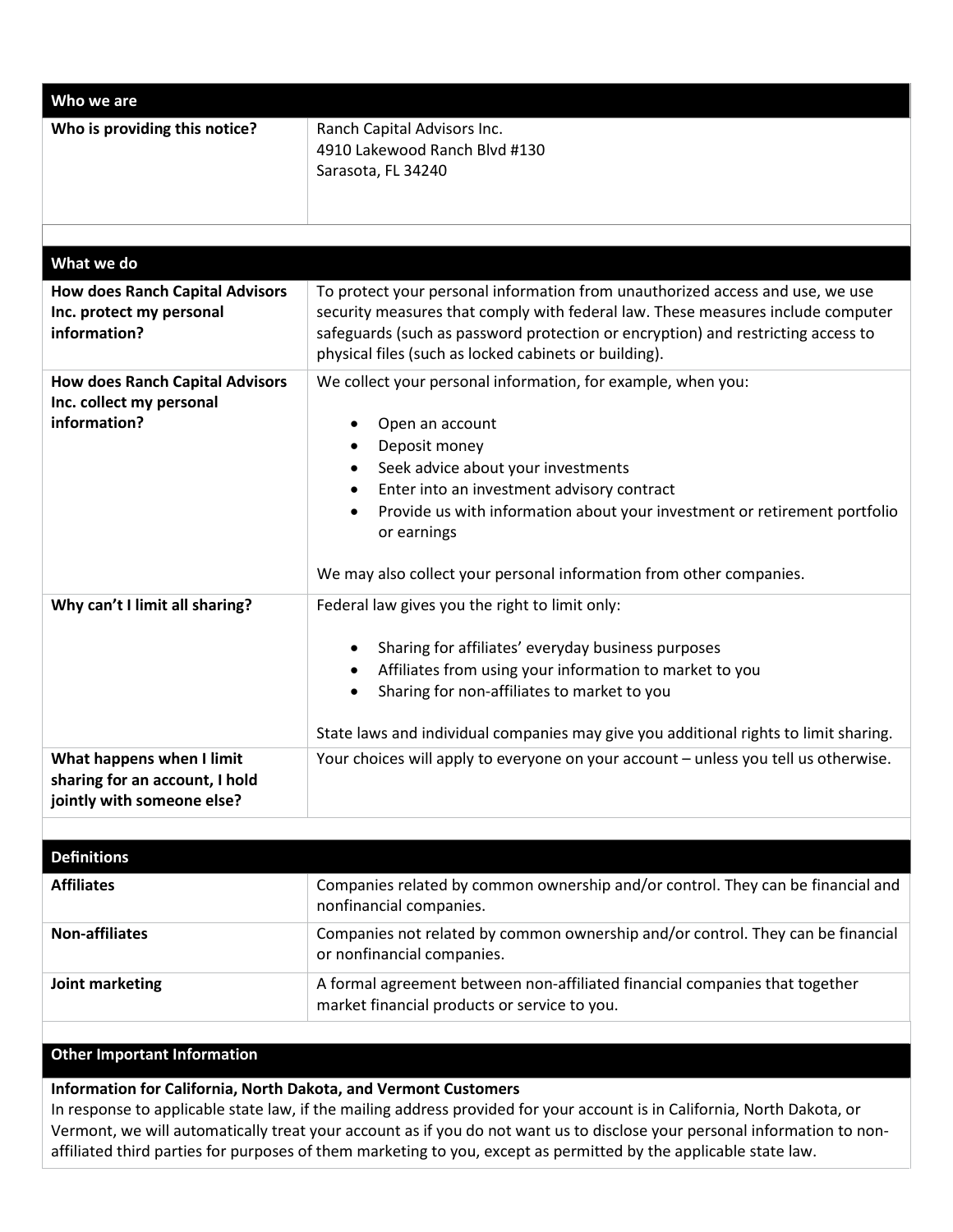| Who we are | |
|---|---|
| **Who is providing this notice?** | Ranch Capital Advisors Inc.<br>4910 Lakewood Ranch Blvd #130<br>Sarasota, FL 34240 |

| What we do | |
|---|---|
| **How does Ranch Capital Advisors Inc. protect my personal information?** | To protect your personal information from unauthorized access and use, we use security measures that comply with federal law. These measures include computer safeguards (such as password protection or encryption) and restricting access to physical files (such as locked cabinets or building). |
| **How does Ranch Capital Advisors Inc. collect my personal information?** | We collect your personal information, for example, when you:<br>• Open an account<br>• Deposit money<br>• Seek advice about your investments<br>• Enter into an investment advisory contract<br>• Provide us with information about your investment or retirement portfolio or earnings<br><br>We may also collect your personal information from other companies. |
| **Why can't I limit all sharing?** | Federal law gives you the right to limit only:<br>• Sharing for affiliates' everyday business purposes<br>• Affiliates from using your information to market to you<br>• Sharing for non-affiliates to market to you<br><br>State laws and individual companies may give you additional rights to limit sharing. |
| **What happens when I limit sharing for an account, I hold jointly with someone else?** | Your choices will apply to everyone on your account – unless you tell us otherwise. |

| Definitions | |
|---|---|
| **Affiliates** | Companies related by common ownership and/or control. They can be financial and nonfinancial companies. |
| **Non-affiliates** | Companies not related by common ownership and/or control. They can be financial or nonfinancial companies. |
| **Joint marketing** | A formal agreement between non-affiliated financial companies that together market financial products or service to you. |

## Other Important Information

**Information for California, North Dakota, and Vermont Customers**

In response to applicable state law, if the mailing address provided for your account is in California, North Dakota, or Vermont, we will automatically treat your account as if you do not want us to disclose your personal information to non-affiliated third parties for purposes of them marketing to you, except as permitted by the applicable state law.